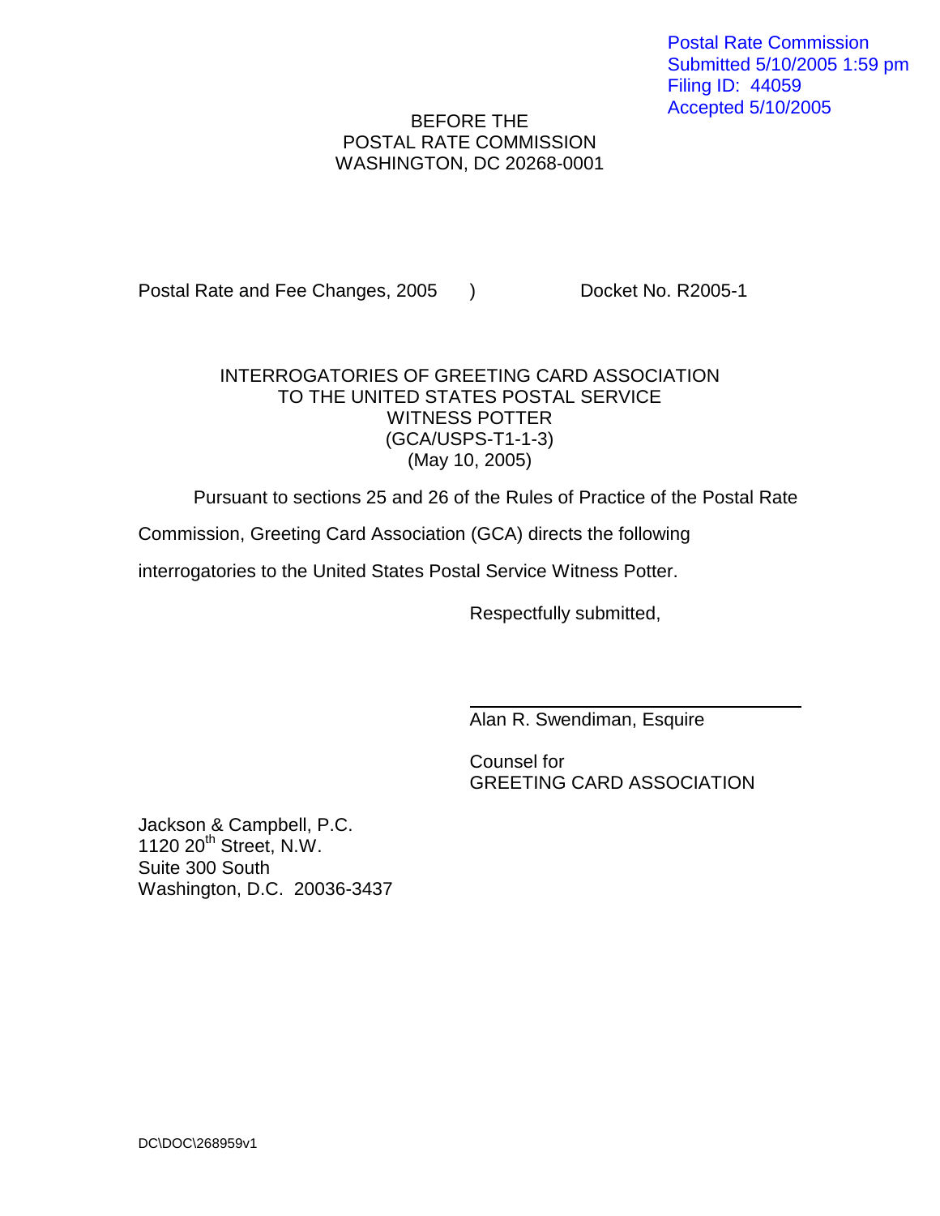Postal Rate Commission
Submitted 5/10/2005 1:59 pm
Filing ID: 44059
Accepted 5/10/2005

BEFORE THE
POSTAL RATE COMMISSION
WASHINGTON, DC 20268-0001

Postal Rate and Fee Changes, 2005 ) Docket No. R2005-1

INTERROGATORIES OF GREETING CARD ASSOCIATION
TO THE UNITED STATES POSTAL SERVICE
WITNESS POTTER
(GCA/USPS-T1-1-3)
(May 10, 2005)

Pursuant to sections 25 and 26 of the Rules of Practice of the Postal Rate Commission, Greeting Card Association (GCA) directs the following interrogatories to the United States Postal Service Witness Potter.

Respectfully submitted,

Alan R. Swendiman, Esquire

Counsel for
GREETING CARD ASSOCIATION

Jackson & Campbell, P.C.
1120 20th Street, N.W.
Suite 300 South
Washington, D.C. 20036-3437

DC\DOC\268959v1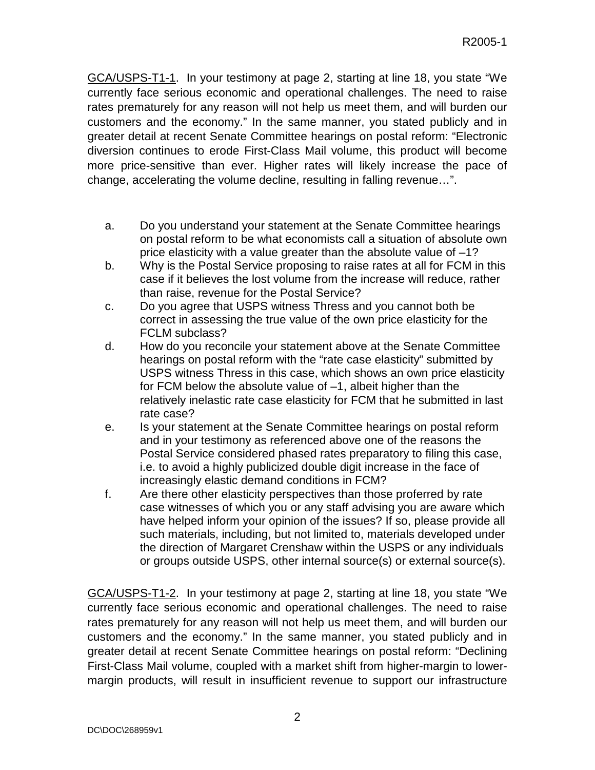<u>GCA/USPS-T1-1</u>. In your testimony at page 2, starting at line 18, you state "We currently face serious economic and operational challenges. The need to raise rates prematurely for any reason will not help us meet them, and will burden our customers and the economy." In the same manner, you stated publicly and in greater detail at recent Senate Committee hearings on postal reform: "Electronic diversion continues to erode First-Class Mail volume, this product will become more price-sensitive than ever. Higher rates will likely increase the pace of change, accelerating the volume decline, resulting in falling revenue…".

a. Do you understand your statement at the Senate Committee hearings on postal reform to be what economists call a situation of absolute own price elasticity with a value greater than the absolute value of –1?

b. Why is the Postal Service proposing to raise rates at all for FCM in this case if it believes the lost volume from the increase will reduce, rather than raise, revenue for the Postal Service?

c. Do you agree that USPS witness Thress and you cannot both be correct in assessing the true value of the own price elasticity for the FCLM subclass?

d. How do you reconcile your statement above at the Senate Committee hearings on postal reform with the "rate case elasticity" submitted by USPS witness Thress in this case, which shows an own price elasticity for FCM below the absolute value of –1, albeit higher than the relatively inelastic rate case elasticity for FCM that he submitted in last rate case?

e. Is your statement at the Senate Committee hearings on postal reform and in your testimony as referenced above one of the reasons the Postal Service considered phased rates preparatory to filing this case, i.e. to avoid a highly publicized double digit increase in the face of increasingly elastic demand conditions in FCM?

f. Are there other elasticity perspectives than those proferred by rate case witnesses of which you or any staff advising you are aware which have helped inform your opinion of the issues? If so, please provide all such materials, including, but not limited to, materials developed under the direction of Margaret Crenshaw within the USPS or any individuals or groups outside USPS, other internal source(s) or external source(s).

<u>GCA/USPS-T1-2</u>. In your testimony at page 2, starting at line 18, you state "We currently face serious economic and operational challenges. The need to raise rates prematurely for any reason will not help us meet them, and will burden our customers and the economy." In the same manner, you stated publicly and in greater detail at recent Senate Committee hearings on postal reform: "Declining First-Class Mail volume, coupled with a market shift from higher-margin to lower-margin products, will result in insufficient revenue to support our infrastructure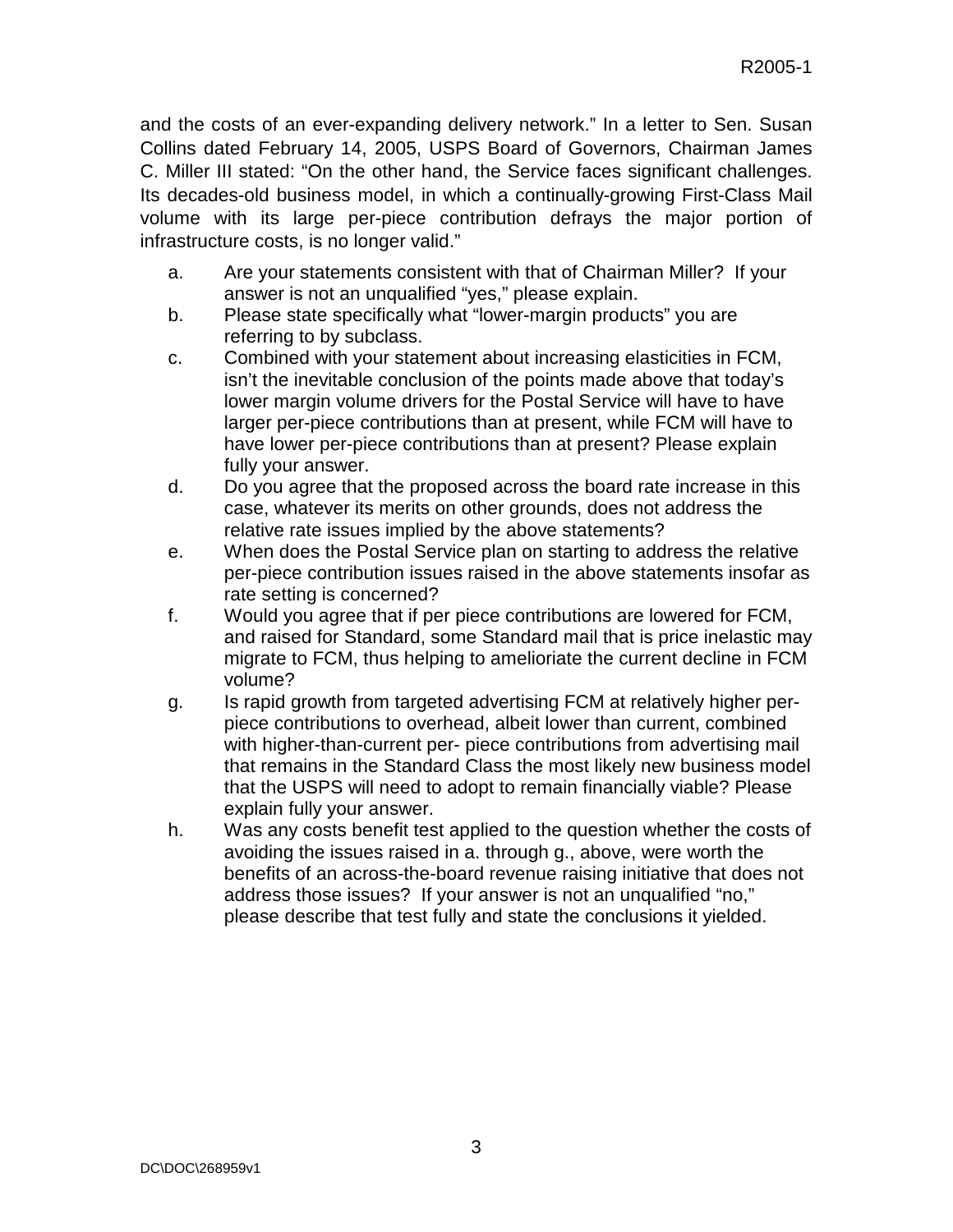and the costs of an ever-expanding delivery network." In a letter to Sen. Susan Collins dated February 14, 2005, USPS Board of Governors, Chairman James C. Miller III stated: "On the other hand, the Service faces significant challenges. Its decades-old business model, in which a continually-growing First-Class Mail volume with its large per-piece contribution defrays the major portion of infrastructure costs, is no longer valid."

a. Are your statements consistent with that of Chairman Miller? If your answer is not an unqualified "yes," please explain.

b. Please state specifically what "lower-margin products" you are referring to by subclass.

c. Combined with your statement about increasing elasticities in FCM, isn't the inevitable conclusion of the points made above that today's lower margin volume drivers for the Postal Service will have to have larger per-piece contributions than at present, while FCM will have to have lower per-piece contributions than at present? Please explain fully your answer.

d. Do you agree that the proposed across the board rate increase in this case, whatever its merits on other grounds, does not address the relative rate issues implied by the above statements?

e. When does the Postal Service plan on starting to address the relative per-piece contribution issues raised in the above statements insofar as rate setting is concerned?

f. Would you agree that if per piece contributions are lowered for FCM, and raised for Standard, some Standard mail that is price inelastic may migrate to FCM, thus helping to amelioriate the current decline in FCM volume?

g. Is rapid growth from targeted advertising FCM at relatively higher per-piece contributions to overhead, albeit lower than current, combined with higher-than-current per- piece contributions from advertising mail that remains in the Standard Class the most likely new business model that the USPS will need to adopt to remain financially viable? Please explain fully your answer.

h. Was any costs benefit test applied to the question whether the costs of avoiding the issues raised in a. through g., above, were worth the benefits of an across-the-board revenue raising initiative that does not address those issues? If your answer is not an unqualified "no," please describe that test fully and state the conclusions it yielded.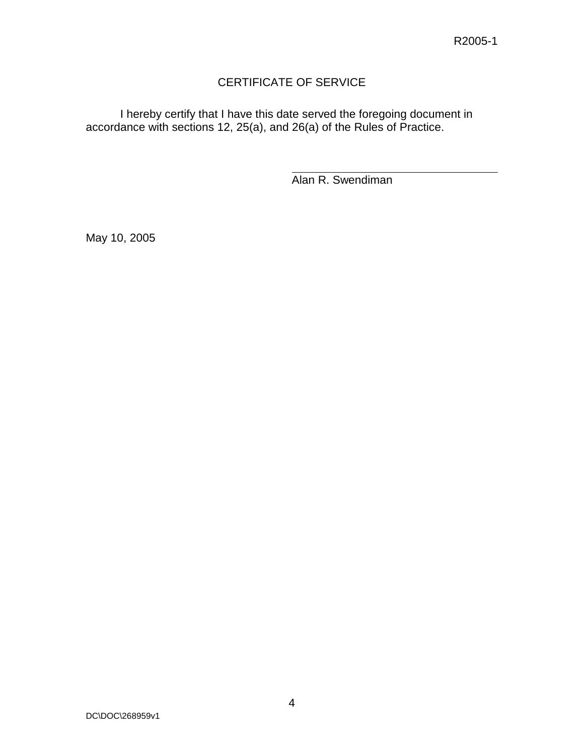R2005-1

## CERTIFICATE OF SERVICE

I hereby certify that I have this date served the foregoing document in accordance with sections 12, 25(a), and 26(a) of the Rules of Practice.

\_\_\_\_\_\_\_\_\_\_\_\_\_\_\_\_\_\_\_\_\_\_\_\_\_\_\_\_\_\_\_\_\_\_\_\_

Alan R. Swendiman

May 10, 2005

DC\DOC\268959v1